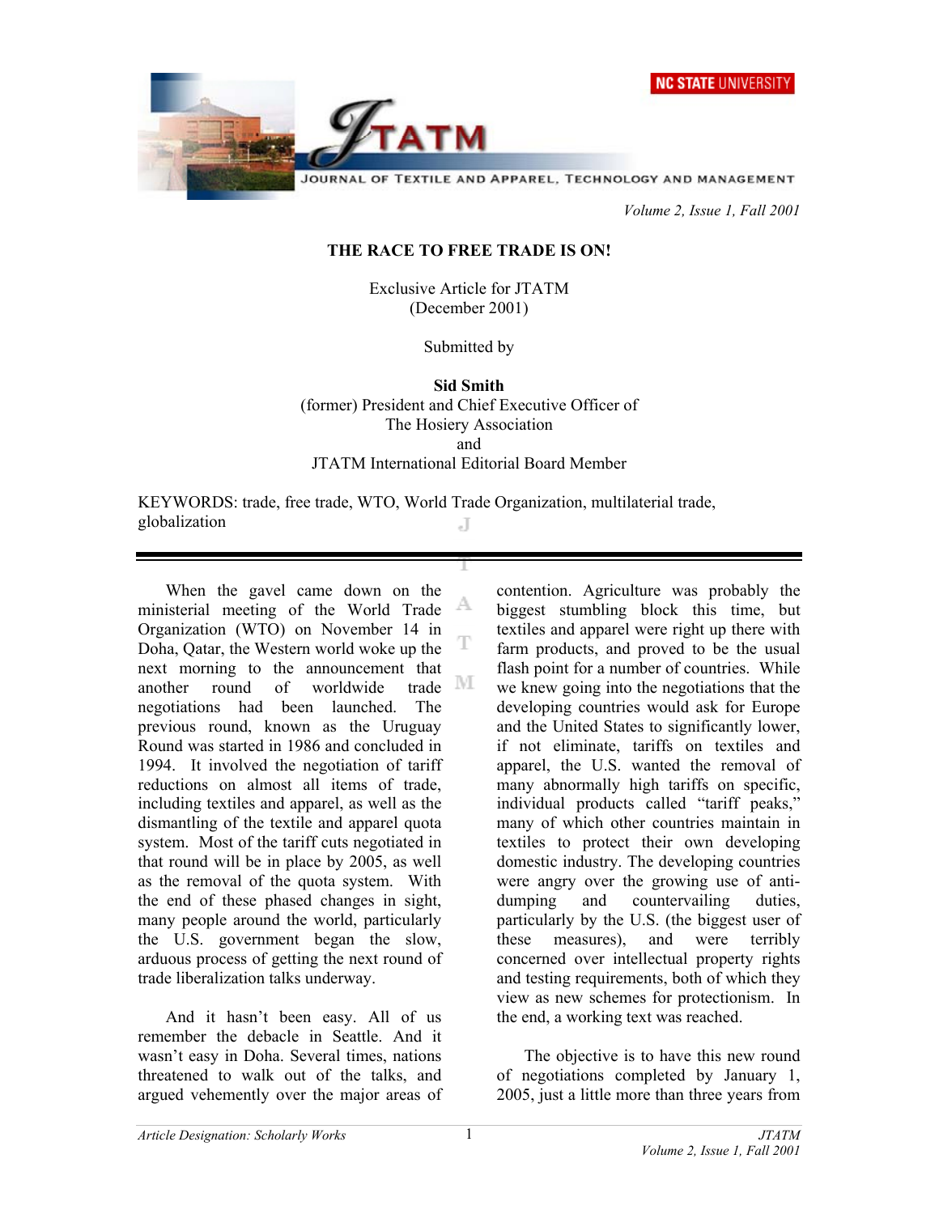# THE RACE TO FREE TRADE IS ON!

Exclusive Article for JTATM
(December 2001)

Submitted by

**Sid Smith**
(former) President and Chief Executive Officer of
The Hosiery Association
and
JTATM International Editorial Board Member

KEYWORDS: trade, free trade, WTO, World Trade Organization, multilaterial trade, globalization

---

When the gavel came down on the ministerial meeting of the World Trade Organization (WTO) on November 14 in Doha, Qatar, the Western world woke up the next morning to the announcement that another round of worldwide trade negotiations had been launched. The previous round, known as the Uruguay Round was started in 1986 and concluded in 1994. It involved the negotiation of tariff reductions on almost all items of trade, including textiles and apparel, as well as the dismantling of the textile and apparel quota system. Most of the tariff cuts negotiated in that round will be in place by 2005, as well as the removal of the quota system. With the end of these phased changes in sight, many people around the world, particularly the U.S. government began the slow, arduous process of getting the next round of trade liberalization talks underway.

And it hasn't been easy. All of us remember the debacle in Seattle. And it wasn't easy in Doha. Several times, nations threatened to walk out of the talks, and argued vehemently over the major areas of contention. Agriculture was probably the biggest stumbling block this time, but textiles and apparel were right up there with farm products, and proved to be the usual flash point for a number of countries. While we knew going into the negotiations that the developing countries would ask for Europe and the United States to significantly lower, if not eliminate, tariffs on textiles and apparel, the U.S. wanted the removal of many abnormally high tariffs on specific, individual products called "tariff peaks," many of which other countries maintain in textiles to protect their own developing domestic industry. The developing countries were angry over the growing use of anti-dumping and countervailing duties, particularly by the U.S. (the biggest user of these measures), and were terribly concerned over intellectual property rights and testing requirements, both of which they view as new schemes for protectionism. In the end, a working text was reached.

The objective is to have this new round of negotiations completed by January 1, 2005, just a little more than three years from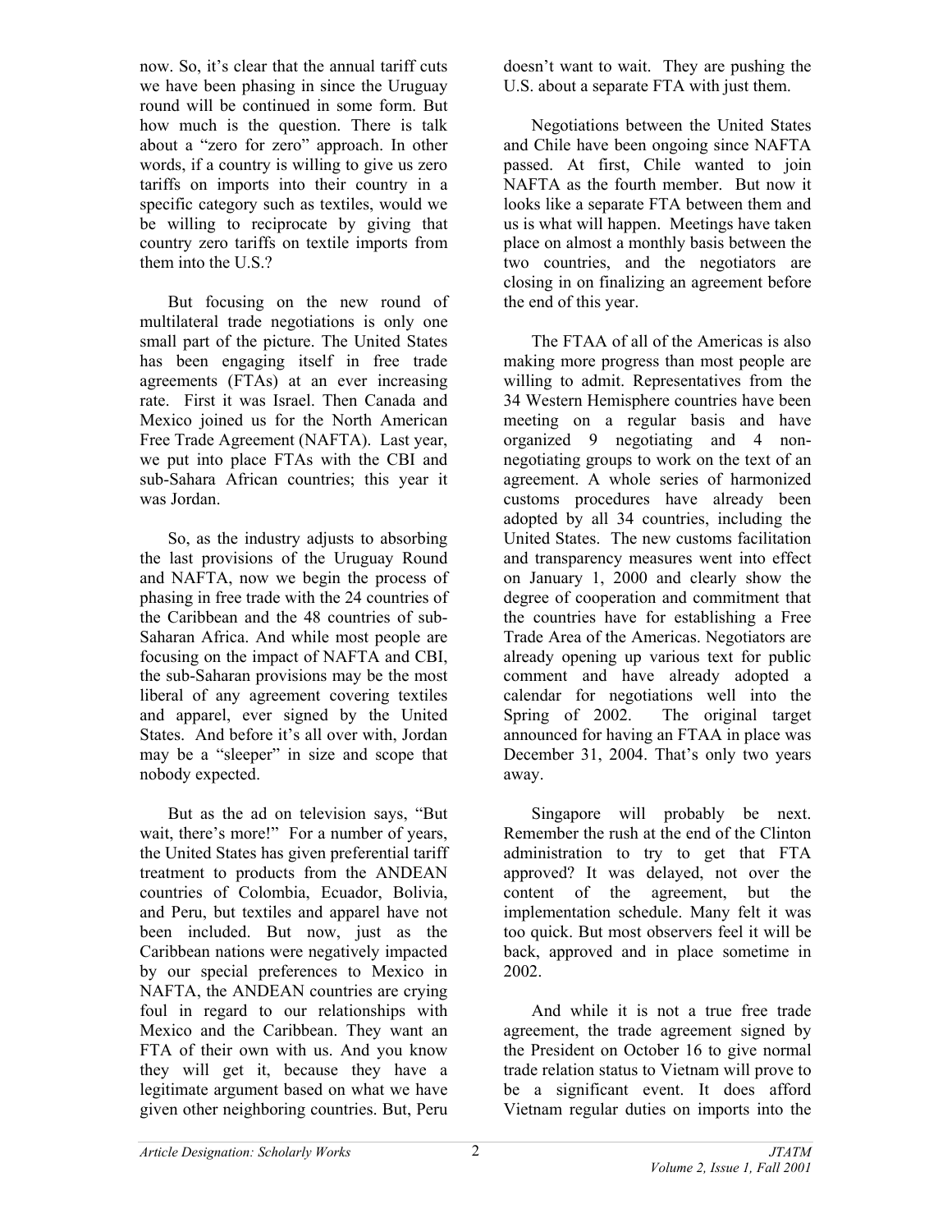now. So, it's clear that the annual tariff cuts we have been phasing in since the Uruguay round will be continued in some form. But how much is the question. There is talk about a "zero for zero" approach. In other words, if a country is willing to give us zero tariffs on imports into their country in a specific category such as textiles, would we be willing to reciprocate by giving that country zero tariffs on textile imports from them into the U.S.?

But focusing on the new round of multilateral trade negotiations is only one small part of the picture. The United States has been engaging itself in free trade agreements (FTAs) at an ever increasing rate. First it was Israel. Then Canada and Mexico joined us for the North American Free Trade Agreement (NAFTA). Last year, we put into place FTAs with the CBI and sub-Sahara African countries; this year it was Jordan.

So, as the industry adjusts to absorbing the last provisions of the Uruguay Round and NAFTA, now we begin the process of phasing in free trade with the 24 countries of the Caribbean and the 48 countries of sub-Saharan Africa. And while most people are focusing on the impact of NAFTA and CBI, the sub-Saharan provisions may be the most liberal of any agreement covering textiles and apparel, ever signed by the United States. And before it's all over with, Jordan may be a "sleeper" in size and scope that nobody expected.

But as the ad on television says, "But wait, there's more!" For a number of years, the United States has given preferential tariff treatment to products from the ANDEAN countries of Colombia, Ecuador, Bolivia, and Peru, but textiles and apparel have not been included. But now, just as the Caribbean nations were negatively impacted by our special preferences to Mexico in NAFTA, the ANDEAN countries are crying foul in regard to our relationships with Mexico and the Caribbean. They want an FTA of their own with us. And you know they will get it, because they have a legitimate argument based on what we have given other neighboring countries. But, Peru doesn't want to wait. They are pushing the U.S. about a separate FTA with just them.

Negotiations between the United States and Chile have been ongoing since NAFTA passed. At first, Chile wanted to join NAFTA as the fourth member. But now it looks like a separate FTA between them and us is what will happen. Meetings have taken place on almost a monthly basis between the two countries, and the negotiators are closing in on finalizing an agreement before the end of this year.

The FTAA of all of the Americas is also making more progress than most people are willing to admit. Representatives from the 34 Western Hemisphere countries have been meeting on a regular basis and have organized 9 negotiating and 4 non-negotiating groups to work on the text of an agreement. A whole series of harmonized customs procedures have already been adopted by all 34 countries, including the United States. The new customs facilitation and transparency measures went into effect on January 1, 2000 and clearly show the degree of cooperation and commitment that the countries have for establishing a Free Trade Area of the Americas. Negotiators are already opening up various text for public comment and have already adopted a calendar for negotiations well into the Spring of 2002. The original target announced for having an FTAA in place was December 31, 2004. That's only two years away.

Singapore will probably be next. Remember the rush at the end of the Clinton administration to try to get that FTA approved? It was delayed, not over the content of the agreement, but the implementation schedule. Many felt it was too quick. But most observers feel it will be back, approved and in place sometime in 2002.

And while it is not a true free trade agreement, the trade agreement signed by the President on October 16 to give normal trade relation status to Vietnam will prove to be a significant event. It does afford Vietnam regular duties on imports into the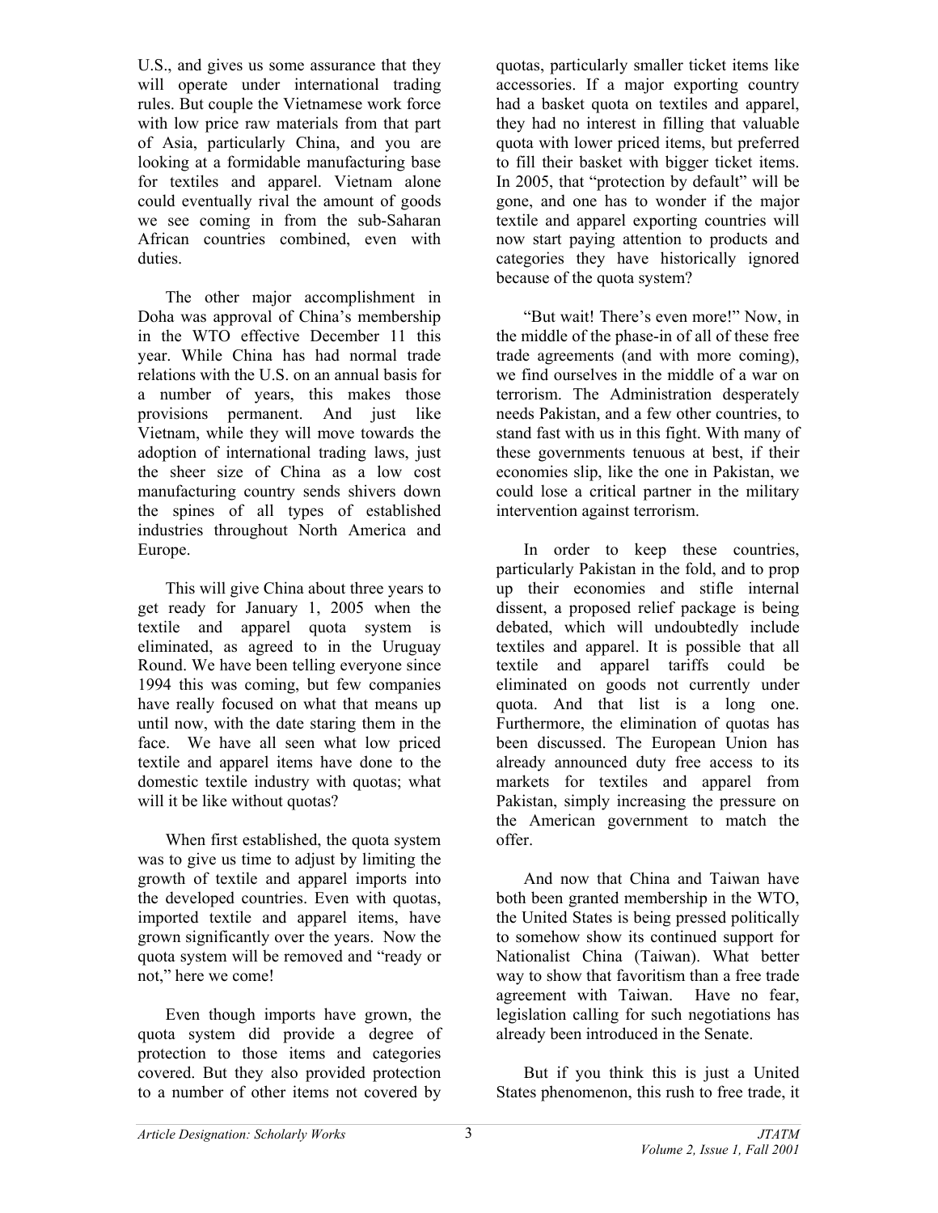U.S., and gives us some assurance that they will operate under international trading rules. But couple the Vietnamese work force with low price raw materials from that part of Asia, particularly China, and you are looking at a formidable manufacturing base for textiles and apparel. Vietnam alone could eventually rival the amount of goods we see coming in from the sub-Saharan African countries combined, even with duties.

The other major accomplishment in Doha was approval of China's membership in the WTO effective December 11 this year. While China has had normal trade relations with the U.S. on an annual basis for a number of years, this makes those provisions permanent. And just like Vietnam, while they will move towards the adoption of international trading laws, just the sheer size of China as a low cost manufacturing country sends shivers down the spines of all types of established industries throughout North America and Europe.

This will give China about three years to get ready for January 1, 2005 when the textile and apparel quota system is eliminated, as agreed to in the Uruguay Round. We have been telling everyone since 1994 this was coming, but few companies have really focused on what that means up until now, with the date staring them in the face. We have all seen what low priced textile and apparel items have done to the domestic textile industry with quotas; what will it be like without quotas?

When first established, the quota system was to give us time to adjust by limiting the growth of textile and apparel imports into the developed countries. Even with quotas, imported textile and apparel items, have grown significantly over the years. Now the quota system will be removed and "ready or not," here we come!

Even though imports have grown, the quota system did provide a degree of protection to those items and categories covered. But they also provided protection to a number of other items not covered by quotas, particularly smaller ticket items like accessories. If a major exporting country had a basket quota on textiles and apparel, they had no interest in filling that valuable quota with lower priced items, but preferred to fill their basket with bigger ticket items. In 2005, that "protection by default" will be gone, and one has to wonder if the major textile and apparel exporting countries will now start paying attention to products and categories they have historically ignored because of the quota system?

"But wait! There's even more!" Now, in the middle of the phase-in of all of these free trade agreements (and with more coming), we find ourselves in the middle of a war on terrorism. The Administration desperately needs Pakistan, and a few other countries, to stand fast with us in this fight. With many of these governments tenuous at best, if their economies slip, like the one in Pakistan, we could lose a critical partner in the military intervention against terrorism.

In order to keep these countries, particularly Pakistan in the fold, and to prop up their economies and stifle internal dissent, a proposed relief package is being debated, which will undoubtedly include textiles and apparel. It is possible that all textile and apparel tariffs could be eliminated on goods not currently under quota. And that list is a long one. Furthermore, the elimination of quotas has been discussed. The European Union has already announced duty free access to its markets for textiles and apparel from Pakistan, simply increasing the pressure on the American government to match the offer.

And now that China and Taiwan have both been granted membership in the WTO, the United States is being pressed politically to somehow show its continued support for Nationalist China (Taiwan). What better way to show that favoritism than a free trade agreement with Taiwan. Have no fear, legislation calling for such negotiations has already been introduced in the Senate.

But if you think this is just a United States phenomenon, this rush to free trade, it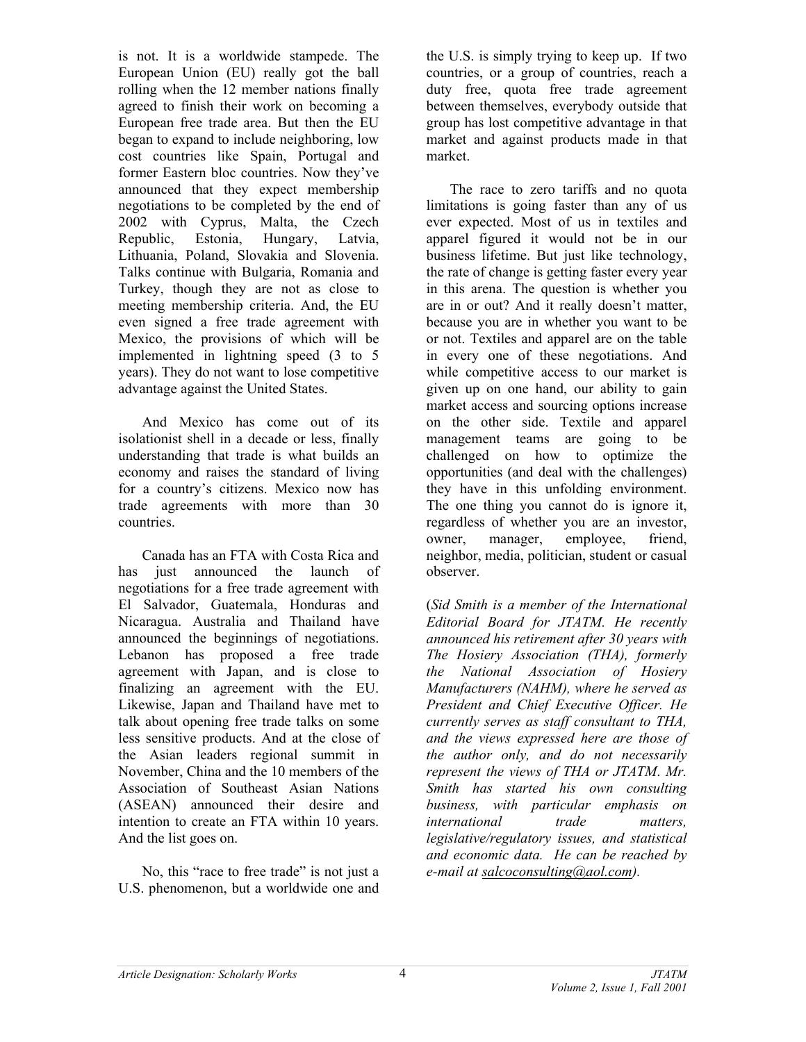is not. It is a worldwide stampede. The European Union (EU) really got the ball rolling when the 12 member nations finally agreed to finish their work on becoming a European free trade area. But then the EU began to expand to include neighboring, low cost countries like Spain, Portugal and former Eastern bloc countries. Now they've announced that they expect membership negotiations to be completed by the end of 2002 with Cyprus, Malta, the Czech Republic, Estonia, Hungary, Latvia, Lithuania, Poland, Slovakia and Slovenia. Talks continue with Bulgaria, Romania and Turkey, though they are not as close to meeting membership criteria. And, the EU even signed a free trade agreement with Mexico, the provisions of which will be implemented in lightning speed (3 to 5 years). They do not want to lose competitive advantage against the United States.

And Mexico has come out of its isolationist shell in a decade or less, finally understanding that trade is what builds an economy and raises the standard of living for a country's citizens. Mexico now has trade agreements with more than 30 countries.

Canada has an FTA with Costa Rica and has just announced the launch of negotiations for a free trade agreement with El Salvador, Guatemala, Honduras and Nicaragua. Australia and Thailand have announced the beginnings of negotiations. Lebanon has proposed a free trade agreement with Japan, and is close to finalizing an agreement with the EU. Likewise, Japan and Thailand have met to talk about opening free trade talks on some less sensitive products. And at the close of the Asian leaders regional summit in November, China and the 10 members of the Association of Southeast Asian Nations (ASEAN) announced their desire and intention to create an FTA within 10 years. And the list goes on.

No, this "race to free trade" is not just a U.S. phenomenon, but a worldwide one and the U.S. is simply trying to keep up. If two countries, or a group of countries, reach a duty free, quota free trade agreement between themselves, everybody outside that group has lost competitive advantage in that market and against products made in that market.

The race to zero tariffs and no quota limitations is going faster than any of us ever expected. Most of us in textiles and apparel figured it would not be in our business lifetime. But just like technology, the rate of change is getting faster every year in this arena. The question is whether you are in or out? And it really doesn't matter, because you are in whether you want to be or not. Textiles and apparel are on the table in every one of these negotiations. And while competitive access to our market is given up on one hand, our ability to gain market access and sourcing options increase on the other side. Textile and apparel management teams are going to be challenged on how to optimize the opportunities (and deal with the challenges) they have in this unfolding environment. The one thing you cannot do is ignore it, regardless of whether you are an investor, owner, manager, employee, friend, neighbor, media, politician, student or casual observer.

(*Sid Smith is a member of the International Editorial Board for JTATM. He recently announced his retirement after 30 years with The Hosiery Association (THA), formerly the National Association of Hosiery Manufacturers (NAHM), where he served as President and Chief Executive Officer. He currently serves as staff consultant to THA, and the views expressed here are those of the author only, and do not necessarily represent the views of THA or JTATM. Mr. Smith has started his own consulting business, with particular emphasis on international trade matters, legislative/regulatory issues, and statistical and economic data. He can be reached by e-mail at salcoconsulting@aol.com).*